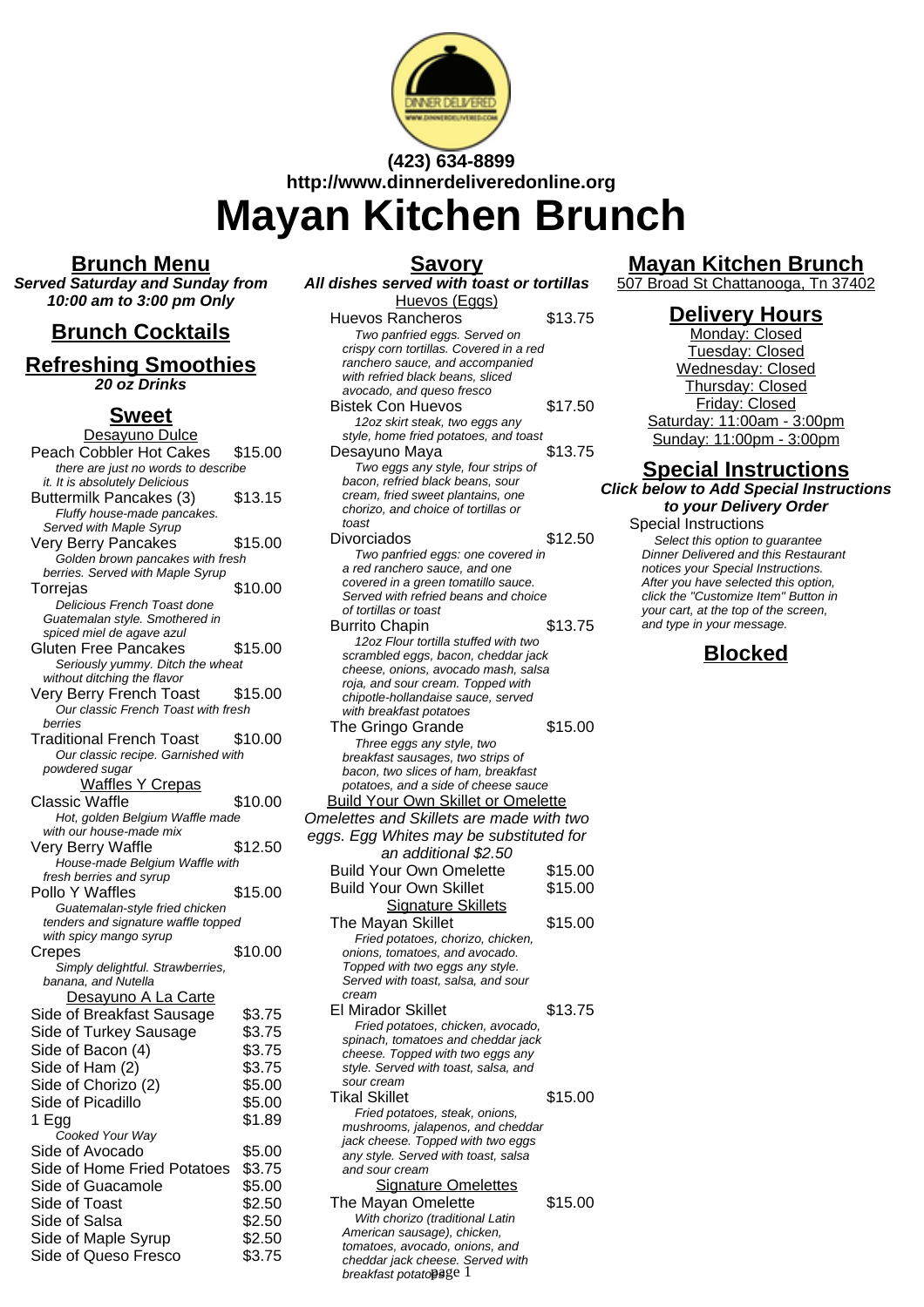(423) 634-8899
http://www.dinnerdeliveredonline.org

# Mayan Kitchen Brunch

## Brunch Menu

**Served Saturday and Sunday from 10:00 am to 3:00 pm Only**

## Brunch Cocktails

## Refreshing Smoothies

***20 oz Drinks***

## Sweet

Desayuno Dulce

| Item | Price |
|---|---|
| Peach Cobbler Hot Cakes<br>*there are just no words to describe it. It is absolutely Delicious* | $15.00 |
| Buttermilk Pancakes (3)<br>*Fluffy house-made pancakes. Served with Maple Syrup* | $13.15 |
| Very Berry Pancakes<br>*Golden brown pancakes with fresh berries. Served with Maple Syrup* | $15.00 |
| Torrejas<br>*Delicious French Toast done Guatemalan style. Smothered in spiced miel de agave azul* | $10.00 |
| Gluten Free Pancakes<br>*Seriously yummy. Ditch the wheat without ditching the flavor* | $15.00 |
| Very Berry French Toast<br>*Our classic French Toast with fresh berries* | $15.00 |
| Traditional French Toast<br>*Our classic recipe. Garnished with powdered sugar* | $10.00 |

Waffles Y Crepas

| Item | Price |
|---|---|
| Classic Waffle<br>*Hot, golden Belgium Waffle made with our house-made mix* | $10.00 |
| Very Berry Waffle<br>*House-made Belgium Waffle with fresh berries and syrup* | $12.50 |
| Pollo Y Waffles<br>*Guatemalan-style fried chicken tenders and signature waffle topped with spicy mango syrup* | $15.00 |
| Crepes<br>*Simply delightful. Strawberries, banana, and Nutella* | $10.00 |

Desayuno A La Carte

| Item | Price |
|---|---|
| Side of Breakfast Sausage | $3.75 |
| Side of Turkey Sausage | $3.75 |
| Side of Bacon (4) | $3.75 |
| Side of Ham (2) | $3.75 |
| Side of Chorizo (2) | $5.00 |
| Side of Picadillo | $5.00 |
| 1 Egg<br>*Cooked Your Way* | $1.89 |
| Side of Avocado | $5.00 |
| Side of Home Fried Potatoes | $3.75 |
| Side of Guacamole | $5.00 |
| Side of Toast | $2.50 |
| Side of Salsa | $2.50 |
| Side of Maple Syrup | $2.50 |
| Side of Queso Fresco | $3.75 |

## Savory

***All dishes served with toast or tortillas***

Huevos (Eggs)

| Item | Price |
|---|---|
| Huevos Rancheros<br>*Two panfried eggs. Served on crispy corn tortillas. Covered in a red ranchero sauce, and accompanied with refried black beans, sliced avocado, and queso fresco* | $13.75 |
| Bistek Con Huevos<br>*12oz skirt steak, two eggs any style, home fried potatoes, and toast* | $17.50 |
| Desayuno Maya<br>*Two eggs any style, four strips of bacon, refried black beans, sour cream, fried sweet plantains, one chorizo, and choice of tortillas or toast* | $13.75 |
| Divorciados<br>*Two panfried eggs: one covered in a red ranchero sauce, and one covered in a green tomatillo sauce. Served with refried beans and choice of tortillas or toast* | $12.50 |
| Burrito Chapin<br>*12oz Flour tortilla stuffed with two scrambled eggs, bacon, cheddar jack cheese, onions, avocado mash, salsa roja, and sour cream. Topped with chipotle-hollandaise sauce, served with breakfast potatoes* | $13.75 |
| The Gringo Grande<br>*Three eggs any style, two breakfast sausages, two strips of bacon, two slices of ham, breakfast potatoes, and a side of cheese sauce* | $15.00 |

Build Your Own Skillet or Omelette

*Omelettes and Skillets are made with two eggs. Egg Whites may be substituted for an additional $2.50*

| Item | Price |
|---|---|
| Build Your Own Omelette | $15.00 |
| Build Your Own Skillet | $15.00 |

Signature Skillets

| Item | Price |
|---|---|
| The Mayan Skillet<br>*Fried potatoes, chorizo, chicken, onions, tomatoes, and avocado. Topped with two eggs any style. Served with toast, salsa, and sour cream* | $15.00 |
| El Mirador Skillet<br>*Fried potatoes, chicken, avocado, spinach, tomatoes and cheddar jack cheese. Topped with two eggs any style. Served with toast, salsa, and sour cream* | $13.75 |
| Tikal Skillet<br>*Fried potatoes, steak, onions, mushrooms, jalapenos, and cheddar jack cheese. Topped with two eggs any style. Served with toast, salsa and sour cream* | $15.00 |

Signature Omelettes

| Item | Price |
|---|---|
| The Mayan Omelette<br>*With chorizo (traditional Latin American sausage), chicken, tomatoes, avocado, onions, and cheddar jack cheese. Served with breakfast potatoes* | $15.00 |

## Mayan Kitchen Brunch

507 Broad St Chattanooga, Tn 37402

## Delivery Hours

Monday: Closed
Tuesday: Closed
Wednesday: Closed
Thursday: Closed
Friday: Closed
Saturday: 11:00am - 3:00pm
Sunday: 11:00pm - 3:00pm

## Special Instructions

***Click below to Add Special Instructions to your Delivery Order***

Special Instructions
*Select this option to guarantee Dinner Delivered and this Restaurant notices your Special Instructions. After you have selected this option, click the "Customize Item" Button in your cart, at the top of the screen, and type in your message.*

## Blocked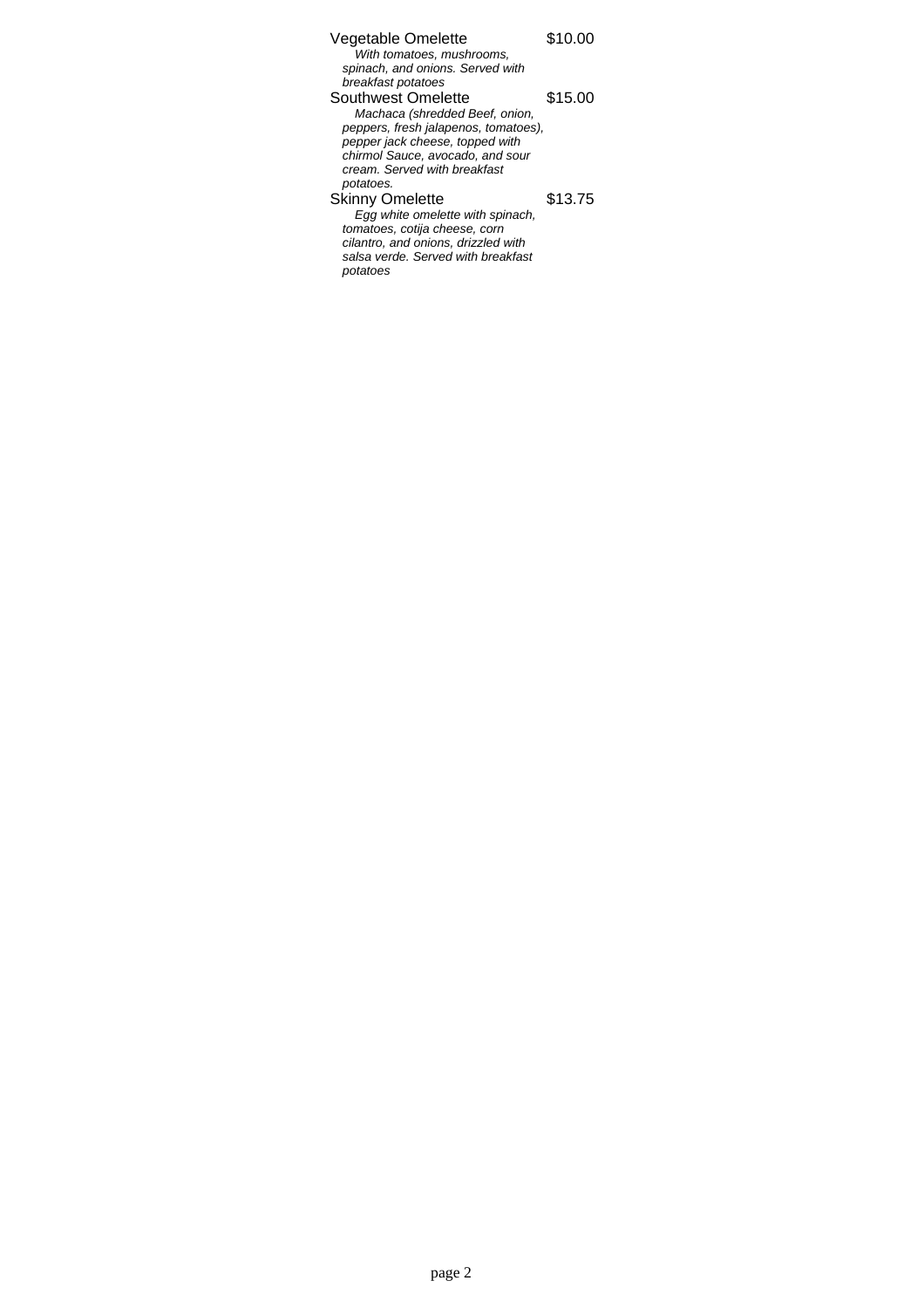Vegetable Omelette $10.00

*With tomatoes, mushrooms, spinach, and onions. Served with breakfast potatoes*

Southwest Omelette $15.00

*Machaca (shredded Beef, onion, peppers, fresh jalapenos, tomatoes), pepper jack cheese, topped with chirmol Sauce, avocado, and sour cream. Served with breakfast potatoes.*

Skinny Omelette $13.75

*Egg white omelette with spinach, tomatoes, cotija cheese, corn cilantro, and onions, drizzled with salsa verde. Served with breakfast potatoes*